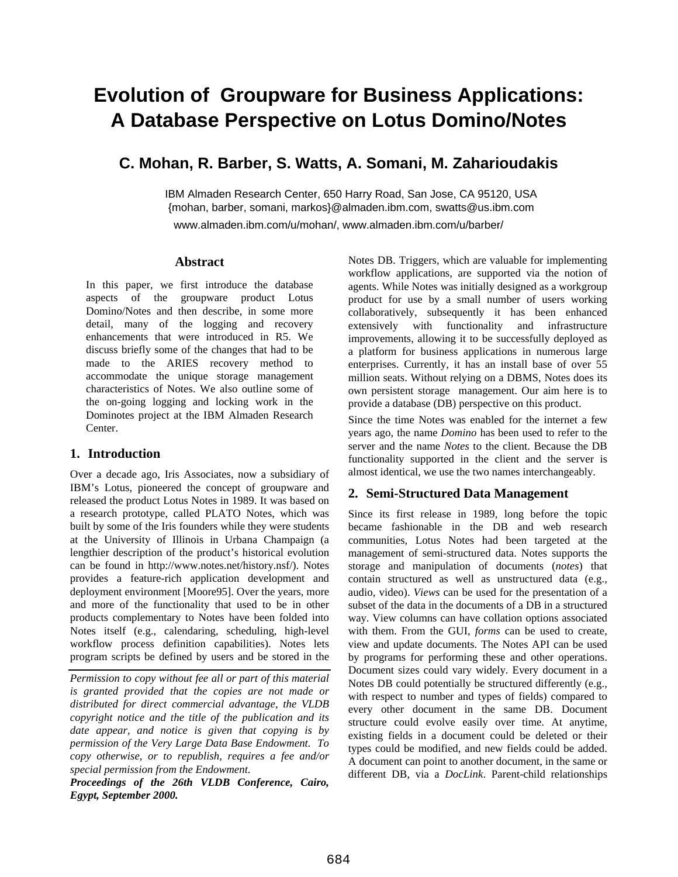# Evolution of Groupware for Business Applications: A Database Perspective on Lotus Domino/Notes

**C. Mohan, R. Barber, S. Watts, A. Somani, M. Zaharioudakis**

IBM Almaden Research Center, 650 Harry Road, San Jose, CA 95120, USA
{mohan, barber, somani, markos}@almaden.ibm.com, swatts@us.ibm.com
www.almaden.ibm.com/u/mohan/, www.almaden.ibm.com/u/barber/

## Abstract

In this paper, we first introduce the database aspects of the groupware product Lotus Domino/Notes and then describe, in some more detail, many of the logging and recovery enhancements that were introduced in R5. We discuss briefly some of the changes that had to be made to the ARIES recovery method to accommodate the unique storage management characteristics of Notes. We also outline some of the on-going logging and locking work in the Dominotes project at the IBM Almaden Research Center.

## 1. Introduction

Over a decade ago, Iris Associates, now a subsidiary of IBM's Lotus, pioneered the concept of groupware and released the product Lotus Notes in 1989. It was based on a research prototype, called PLATO Notes, which was built by some of the Iris founders while they were students at the University of Illinois in Urbana Champaign (a lengthier description of the product's historical evolution can be found in http://www.notes.net/history.nsf/). Notes provides a feature-rich application development and deployment environment [Moore95]. Over the years, more and more of the functionality that used to be in other products complementary to Notes have been folded into Notes itself (e.g., calendaring, scheduling, high-level workflow process definition capabilities). Notes lets program scripts be defined by users and be stored in the Notes DB. Triggers, which are valuable for implementing workflow applications, are supported via the notion of agents. While Notes was initially designed as a workgroup product for use by a small number of users working collaboratively, subsequently it has been enhanced extensively with functionality and infrastructure improvements, allowing it to be successfully deployed as a platform for business applications in numerous large enterprises. Currently, it has an install base of over 55 million seats. Without relying on a DBMS, Notes does its own persistent storage management. Our aim here is to provide a database (DB) perspective on this product.

Since the time Notes was enabled for the internet a few years ago, the name *Domino* has been used to refer to the server and the name *Notes* to the client. Because the DB functionality supported in the client and the server is almost identical, we use the two names interchangeably.

*Permission to copy without fee all or part of this material is granted provided that the copies are not made or distributed for direct commercial advantage, the VLDB copyright notice and the title of the publication and its date appear, and notice is given that copying is by permission of the Very Large Data Base Endowment. To copy otherwise, or to republish, requires a fee and/or special permission from the Endowment.*

***Proceedings of the 26th VLDB Conference, Cairo, Egypt, September 2000.***

## 2. Semi-Structured Data Management

Since its first release in 1989, long before the topic became fashionable in the DB and web research communities, Lotus Notes had been targeted at the management of semi-structured data. Notes supports the storage and manipulation of documents (*notes*) that contain structured as well as unstructured data (e.g., audio, video). *Views* can be used for the presentation of a subset of the data in the documents of a DB in a structured way. View columns can have collation options associated with them. From the GUI, *forms* can be used to create, view and update documents. The Notes API can be used by programs for performing these and other operations. Document sizes could vary widely. Every document in a Notes DB could potentially be structured differently (e.g., with respect to number and types of fields) compared to every other document in the same DB. Document structure could evolve easily over time. At anytime, existing fields in a document could be deleted or their types could be modified, and new fields could be added. A document can point to another document, in the same or different DB, via a *DocLink*. Parent-child relationships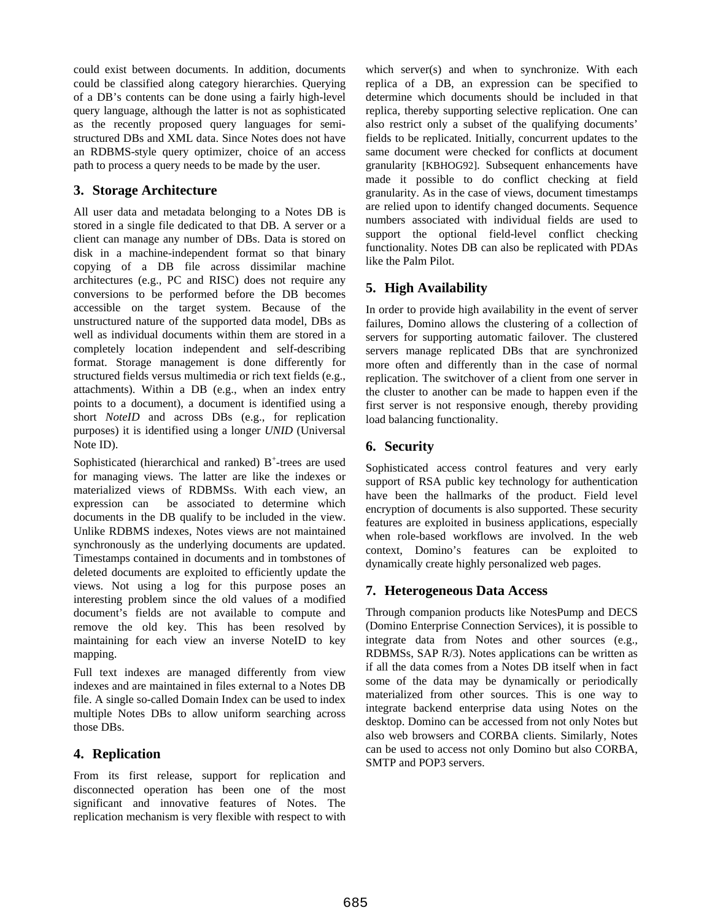could exist between documents. In addition, documents could be classified along category hierarchies. Querying of a DB's contents can be done using a fairly high-level query language, although the latter is not as sophisticated as the recently proposed query languages for semi-structured DBs and XML data. Since Notes does not have an RDBMS-style query optimizer, choice of an access path to process a query needs to be made by the user.

## 3. Storage Architecture

All user data and metadata belonging to a Notes DB is stored in a single file dedicated to that DB. A server or a client can manage any number of DBs. Data is stored on disk in a machine-independent format so that binary copying of a DB file across dissimilar machine architectures (e.g., PC and RISC) does not require any conversions to be performed before the DB becomes accessible on the target system. Because of the unstructured nature of the supported data model, DBs as well as individual documents within them are stored in a completely location independent and self-describing format. Storage management is done differently for structured fields versus multimedia or rich text fields (e.g., attachments). Within a DB (e.g., when an index entry points to a document), a document is identified using a short *NoteID* and across DBs (e.g., for replication purposes) it is identified using a longer *UNID* (Universal Note ID).

Sophisticated (hierarchical and ranked) $B^+$-trees are used for managing views. The latter are like the indexes or materialized views of RDBMSs. With each view, an expression can be associated to determine which documents in the DB qualify to be included in the view. Unlike RDBMS indexes, Notes views are not maintained synchronously as the underlying documents are updated. Timestamps contained in documents and in tombstones of deleted documents are exploited to efficiently update the views. Not using a log for this purpose poses an interesting problem since the old values of a modified document's fields are not available to compute and remove the old key. This has been resolved by maintaining for each view an inverse NoteID to key mapping.

Full text indexes are managed differently from view indexes and are maintained in files external to a Notes DB file. A single so-called Domain Index can be used to index multiple Notes DBs to allow uniform searching across those DBs.

## 4. Replication

From its first release, support for replication and disconnected operation has been one of the most significant and innovative features of Notes. The replication mechanism is very flexible with respect to with which server(s) and when to synchronize. With each replica of a DB, an expression can be specified to determine which documents should be included in that replica, thereby supporting selective replication. One can also restrict only a subset of the qualifying documents' fields to be replicated. Initially, concurrent updates to the same document were checked for conflicts at document granularity [KBHOG92]. Subsequent enhancements have made it possible to do conflict checking at field granularity. As in the case of views, document timestamps are relied upon to identify changed documents. Sequence numbers associated with individual fields are used to support the optional field-level conflict checking functionality. Notes DB can also be replicated with PDAs like the Palm Pilot.

## 5. High Availability

In order to provide high availability in the event of server failures, Domino allows the clustering of a collection of servers for supporting automatic failover. The clustered servers manage replicated DBs that are synchronized more often and differently than in the case of normal replication. The switchover of a client from one server in the cluster to another can be made to happen even if the first server is not responsive enough, thereby providing load balancing functionality.

## 6. Security

Sophisticated access control features and very early support of RSA public key technology for authentication have been the hallmarks of the product. Field level encryption of documents is also supported. These security features are exploited in business applications, especially when role-based workflows are involved. In the web context, Domino's features can be exploited to dynamically create highly personalized web pages.

## 7. Heterogeneous Data Access

Through companion products like NotesPump and DECS (Domino Enterprise Connection Services), it is possible to integrate data from Notes and other sources (e.g., RDBMSs, SAP R/3). Notes applications can be written as if all the data comes from a Notes DB itself when in fact some of the data may be dynamically or periodically materialized from other sources. This is one way to integrate backend enterprise data using Notes on the desktop. Domino can be accessed from not only Notes but also web browsers and CORBA clients. Similarly, Notes can be used to access not only Domino but also CORBA, SMTP and POP3 servers.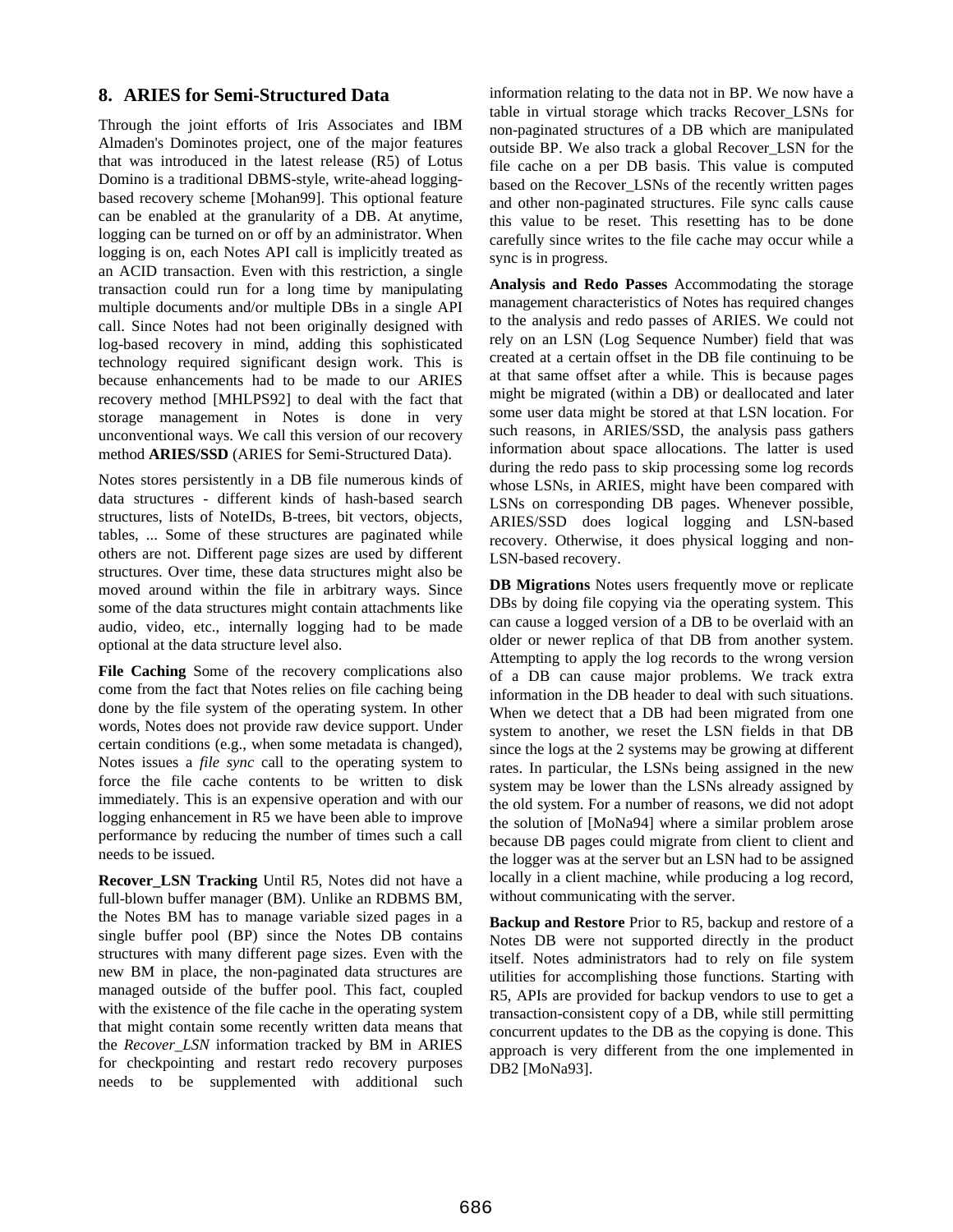## 8. ARIES for Semi-Structured Data

Through the joint efforts of Iris Associates and IBM Almaden's Dominotes project, one of the major features that was introduced in the latest release (R5) of Lotus Domino is a traditional DBMS-style, write-ahead logging-based recovery scheme [Mohan99]. This optional feature can be enabled at the granularity of a DB. At anytime, logging can be turned on or off by an administrator. When logging is on, each Notes API call is implicitly treated as an ACID transaction. Even with this restriction, a single transaction could run for a long time by manipulating multiple documents and/or multiple DBs in a single API call. Since Notes had not been originally designed with log-based recovery in mind, adding this sophisticated technology required significant design work. This is because enhancements had to be made to our ARIES recovery method [MHLPS92] to deal with the fact that storage management in Notes is done in very unconventional ways. We call this version of our recovery method **ARIES/SSD** (ARIES for Semi-Structured Data).

Notes stores persistently in a DB file numerous kinds of data structures - different kinds of hash-based search structures, lists of NoteIDs, B-trees, bit vectors, objects, tables, ... Some of these structures are paginated while others are not. Different page sizes are used by different structures. Over time, these data structures might also be moved around within the file in arbitrary ways. Since some of the data structures might contain attachments like audio, video, etc., internally logging had to be made optional at the data structure level also.

**File Caching** Some of the recovery complications also come from the fact that Notes relies on file caching being done by the file system of the operating system. In other words, Notes does not provide raw device support. Under certain conditions (e.g., when some metadata is changed), Notes issues a *file sync* call to the operating system to force the file cache contents to be written to disk immediately. This is an expensive operation and with our logging enhancement in R5 we have been able to improve performance by reducing the number of times such a call needs to be issued.

**Recover_LSN Tracking** Until R5, Notes did not have a full-blown buffer manager (BM). Unlike an RDBMS BM, the Notes BM has to manage variable sized pages in a single buffer pool (BP) since the Notes DB contains structures with many different page sizes. Even with the new BM in place, the non-paginated data structures are managed outside of the buffer pool. This fact, coupled with the existence of the file cache in the operating system that might contain some recently written data means that the *Recover_LSN* information tracked by BM in ARIES for checkpointing and restart redo recovery purposes needs to be supplemented with additional such information relating to the data not in BP. We now have a table in virtual storage which tracks Recover_LSNs for non-paginated structures of a DB which are manipulated outside BP. We also track a global Recover_LSN for the file cache on a per DB basis. This value is computed based on the Recover_LSNs of the recently written pages and other non-paginated structures. File sync calls cause this value to be reset. This resetting has to be done carefully since writes to the file cache may occur while a sync is in progress.

**Analysis and Redo Passes** Accommodating the storage management characteristics of Notes has required changes to the analysis and redo passes of ARIES. We could not rely on an LSN (Log Sequence Number) field that was created at a certain offset in the DB file continuing to be at that same offset after a while. This is because pages might be migrated (within a DB) or deallocated and later some user data might be stored at that LSN location. For such reasons, in ARIES/SSD, the analysis pass gathers information about space allocations. The latter is used during the redo pass to skip processing some log records whose LSNs, in ARIES, might have been compared with LSNs on corresponding DB pages. Whenever possible, ARIES/SSD does logical logging and LSN-based recovery. Otherwise, it does physical logging and non-LSN-based recovery.

**DB Migrations** Notes users frequently move or replicate DBs by doing file copying via the operating system. This can cause a logged version of a DB to be overlaid with an older or newer replica of that DB from another system. Attempting to apply the log records to the wrong version of a DB can cause major problems. We track extra information in the DB header to deal with such situations. When we detect that a DB had been migrated from one system to another, we reset the LSN fields in that DB since the logs at the 2 systems may be growing at different rates. In particular, the LSNs being assigned in the new system may be lower than the LSNs already assigned by the old system. For a number of reasons, we did not adopt the solution of [MoNa94] where a similar problem arose because DB pages could migrate from client to client and the logger was at the server but an LSN had to be assigned locally in a client machine, while producing a log record, without communicating with the server.

**Backup and Restore** Prior to R5, backup and restore of a Notes DB were not supported directly in the product itself. Notes administrators had to rely on file system utilities for accomplishing those functions. Starting with R5, APIs are provided for backup vendors to use to get a transaction-consistent copy of a DB, while still permitting concurrent updates to the DB as the copying is done. This approach is very different from the one implemented in DB2 [MoNa93].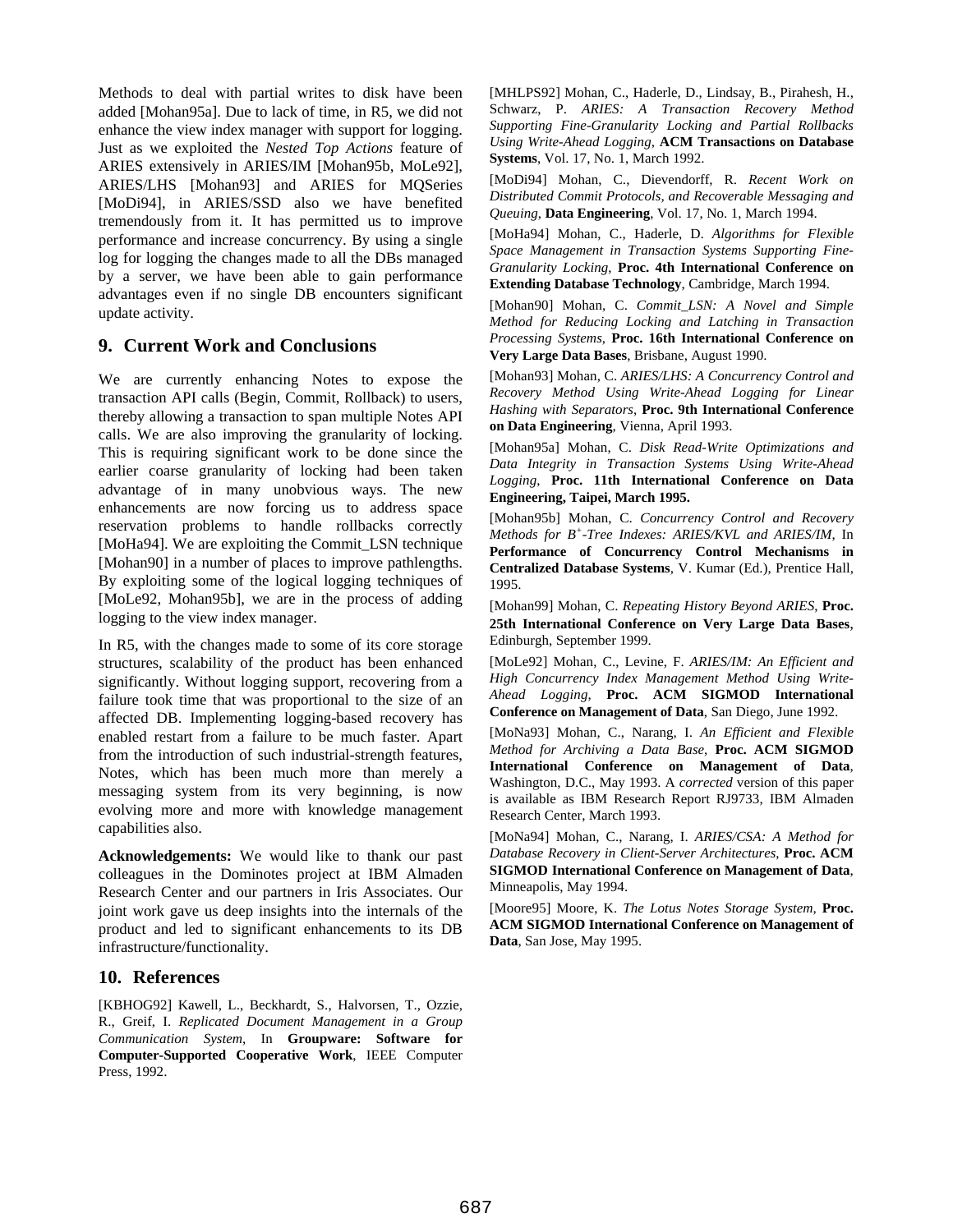Methods to deal with partial writes to disk have been added [Mohan95a]. Due to lack of time, in R5, we did not enhance the view index manager with support for logging. Just as we exploited the *Nested Top Actions* feature of ARIES extensively in ARIES/IM [Mohan95b, MoLe92], ARIES/LHS [Mohan93] and ARIES for MQSeries [MoDi94], in ARIES/SSD also we have benefited tremendously from it. It has permitted us to improve performance and increase concurrency. By using a single log for logging the changes made to all the DBs managed by a server, we have been able to gain performance advantages even if no single DB encounters significant update activity.

## 9. Current Work and Conclusions

We are currently enhancing Notes to expose the transaction API calls (Begin, Commit, Rollback) to users, thereby allowing a transaction to span multiple Notes API calls. We are also improving the granularity of locking. This is requiring significant work to be done since the earlier coarse granularity of locking had been taken advantage of in many unobvious ways. The new enhancements are now forcing us to address space reservation problems to handle rollbacks correctly [MoHa94]. We are exploiting the Commit_LSN technique [Mohan90] in a number of places to improve pathlengths. By exploiting some of the logical logging techniques of [MoLe92, Mohan95b], we are in the process of adding logging to the view index manager.

In R5, with the changes made to some of its core storage structures, scalability of the product has been enhanced significantly. Without logging support, recovering from a failure took time that was proportional to the size of an affected DB. Implementing logging-based recovery has enabled restart from a failure to be much faster. Apart from the introduction of such industrial-strength features, Notes, which has been much more than merely a messaging system from its very beginning, is now evolving more and more with knowledge management capabilities also.

**Acknowledgements:** We would like to thank our past colleagues in the Dominotes project at IBM Almaden Research Center and our partners in Iris Associates. Our joint work gave us deep insights into the internals of the product and led to significant enhancements to its DB infrastructure/functionality.

## 10. References

[KBHOG92] Kawell, L., Beckhardt, S., Halvorsen, T., Ozzie, R., Greif, I. *Replicated Document Management in a Group Communication System*, In **Groupware: Software for Computer-Supported Cooperative Work**, IEEE Computer Press, 1992.

[MHLPS92] Mohan, C., Haderle, D., Lindsay, B., Pirahesh, H., Schwarz, P. *ARIES: A Transaction Recovery Method Supporting Fine-Granularity Locking and Partial Rollbacks Using Write-Ahead Logging*, **ACM Transactions on Database Systems**, Vol. 17, No. 1, March 1992.

[MoDi94] Mohan, C., Dievendorff, R. *Recent Work on Distributed Commit Protocols, and Recoverable Messaging and Queuing*, **Data Engineering**, Vol. 17, No. 1, March 1994.

[MoHa94] Mohan, C., Haderle, D. *Algorithms for Flexible Space Management in Transaction Systems Supporting Fine-Granularity Locking*, **Proc. 4th International Conference on Extending Database Technology**, Cambridge, March 1994.

[Mohan90] Mohan, C. *Commit_LSN: A Novel and Simple Method for Reducing Locking and Latching in Transaction Processing Systems*, **Proc. 16th International Conference on Very Large Data Bases**, Brisbane, August 1990.

[Mohan93] Mohan, C. *ARIES/LHS: A Concurrency Control and Recovery Method Using Write-Ahead Logging for Linear Hashing with Separators*, **Proc. 9th International Conference on Data Engineering**, Vienna, April 1993.

[Mohan95a] Mohan, C. *Disk Read-Write Optimizations and Data Integrity in Transaction Systems Using Write-Ahead Logging*, **Proc. 11th International Conference on Data Engineering, Taipei, March 1995.**

[Mohan95b] Mohan, C. *Concurrency Control and Recovery Methods for B$^+$-Tree Indexes: ARIES/KVL and ARIES/IM*, In **Performance of Concurrency Control Mechanisms in Centralized Database Systems**, V. Kumar (Ed.), Prentice Hall, 1995.

[Mohan99] Mohan, C. *Repeating History Beyond ARIES*, **Proc. 25th International Conference on Very Large Data Bases**, Edinburgh, September 1999.

[MoLe92] Mohan, C., Levine, F. *ARIES/IM: An Efficient and High Concurrency Index Management Method Using Write-Ahead Logging*, **Proc. ACM SIGMOD International Conference on Management of Data**, San Diego, June 1992.

[MoNa93] Mohan, C., Narang, I. *An Efficient and Flexible Method for Archiving a Data Base*, **Proc. ACM SIGMOD International Conference on Management of Data**, Washington, D.C., May 1993. A *corrected* version of this paper is available as IBM Research Report RJ9733, IBM Almaden Research Center, March 1993.

[MoNa94] Mohan, C., Narang, I. *ARIES/CSA: A Method for Database Recovery in Client-Server Architectures*, **Proc. ACM SIGMOD International Conference on Management of Data**, Minneapolis, May 1994.

[Moore95] Moore, K. *The Lotus Notes Storage System*, **Proc. ACM SIGMOD International Conference on Management of Data**, San Jose, May 1995.